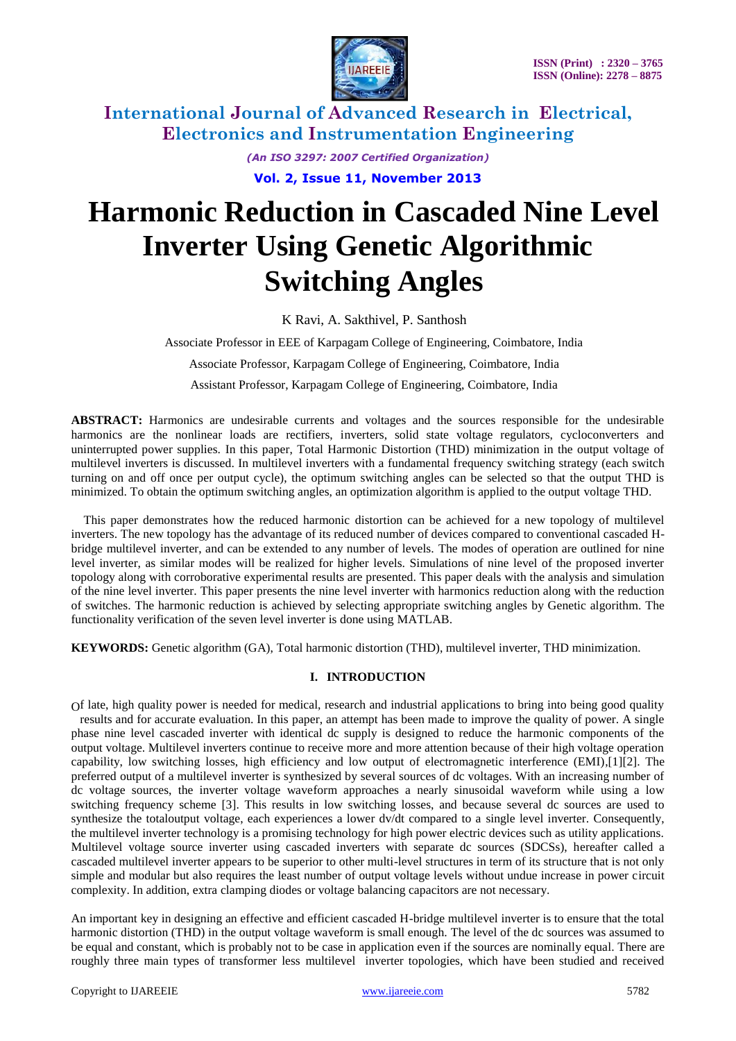# Harmonic Reduction in Cascaded Nine Level Inverter Using Genetic Algorithmic Switching Angles

K Ravi, A. Sakthivel, P. Santhosh

Associate Professor in EEE of Karpagam College of Engineering, Coimbatore, India

Associate Professor, Karpagam College of Engineering, Coimbatore, India

Assistant Professor, Karpagam College of Engineering, Coimbatore, India

**ABSTRACT:** Harmonics are undesirable currents and voltages and the sources responsible for the undesirable harmonics are the nonlinear loads are rectifiers, inverters, solid state voltage regulators, cycloconverters and uninterrupted power supplies. In this paper, Total Harmonic Distortion (THD) minimization in the output voltage of multilevel inverters is discussed. In multilevel inverters with a fundamental frequency switching strategy (each switch turning on and off once per output cycle), the optimum switching angles can be selected so that the output THD is minimized. To obtain the optimum switching angles, an optimization algorithm is applied to the output voltage THD.

This paper demonstrates how the reduced harmonic distortion can be achieved for a new topology of multilevel inverters. The new topology has the advantage of its reduced number of devices compared to conventional cascaded H-bridge multilevel inverter, and can be extended to any number of levels. The modes of operation are outlined for nine level inverter, as similar modes will be realized for higher levels. Simulations of nine level of the proposed inverter topology along with corroborative experimental results are presented. This paper deals with the analysis and simulation of the nine level inverter. This paper presents the nine level inverter with harmonics reduction along with the reduction of switches. The harmonic reduction is achieved by selecting appropriate switching angles by Genetic algorithm. The functionality verification of the seven level inverter is done using MATLAB.

**KEYWORDS:** Genetic algorithm (GA), Total harmonic distortion (THD), multilevel inverter, THD minimization.

## I. INTRODUCTION

Of late, high quality power is needed for medical, research and industrial applications to bring into being good quality results and for accurate evaluation. In this paper, an attempt has been made to improve the quality of power. A single phase nine level cascaded inverter with identical dc supply is designed to reduce the harmonic components of the output voltage. Multilevel inverters continue to receive more and more attention because of their high voltage operation capability, low switching losses, high efficiency and low output of electromagnetic interference (EMI),[1][2]. The preferred output of a multilevel inverter is synthesized by several sources of dc voltages. With an increasing number of dc voltage sources, the inverter voltage waveform approaches a nearly sinusoidal waveform while using a low switching frequency scheme [3]. This results in low switching losses, and because several dc sources are used to synthesize the totaloutput voltage, each experiences a lower dv/dt compared to a single level inverter. Consequently, the multilevel inverter technology is a promising technology for high power electric devices such as utility applications. Multilevel voltage source inverter using cascaded inverters with separate dc sources (SDCSs), hereafter called a cascaded multilevel inverter appears to be superior to other multi-level structures in term of its structure that is not only simple and modular but also requires the least number of output voltage levels without undue increase in power circuit complexity. In addition, extra clamping diodes or voltage balancing capacitors are not necessary.

An important key in designing an effective and efficient cascaded H-bridge multilevel inverter is to ensure that the total harmonic distortion (THD) in the output voltage waveform is small enough. The level of the dc sources was assumed to be equal and constant, which is probably not to be case in application even if the sources are nominally equal. There are roughly three main types of transformer less multilevel inverter topologies, which have been studied and received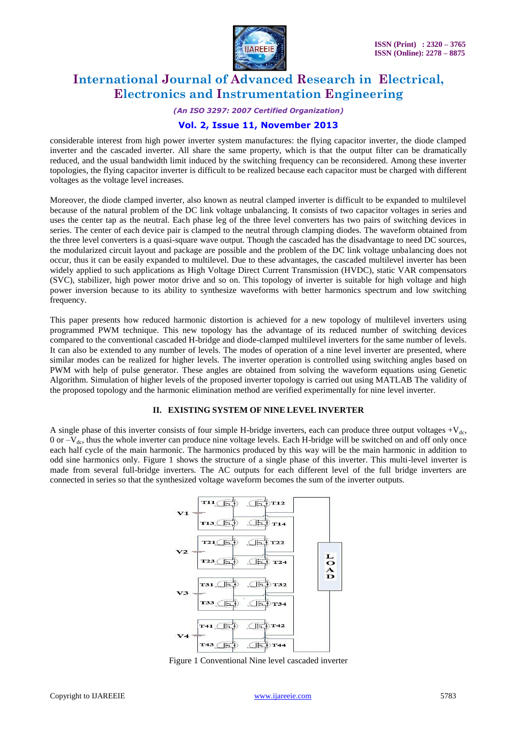considerable interest from high power inverter system manufactures: the flying capacitor inverter, the diode clamped inverter and the cascaded inverter. All share the same property, which is that the output filter can be dramatically reduced, and the usual bandwidth limit induced by the switching frequency can be reconsidered. Among these inverter topologies, the flying capacitor inverter is difficult to be realized because each capacitor must be charged with different voltages as the voltage level increases.

Moreover, the diode clamped inverter, also known as neutral clamped inverter is difficult to be expanded to multilevel because of the natural problem of the DC link voltage unbalancing. It consists of two capacitor voltages in series and uses the center tap as the neutral. Each phase leg of the three level converters has two pairs of switching devices in series. The center of each device pair is clamped to the neutral through clamping diodes. The waveform obtained from the three level converters is a quasi-square wave output. Though the cascaded has the disadvantage to need DC sources, the modularized circuit layout and package are possible and the problem of the DC link voltage unbalancing does not occur, thus it can be easily expanded to multilevel. Due to these advantages, the cascaded multilevel inverter has been widely applied to such applications as High Voltage Direct Current Transmission (HVDC), static VAR compensators (SVC), stabilizer, high power motor drive and so on. This topology of inverter is suitable for high voltage and high power inversion because to its ability to synthesize waveforms with better harmonics spectrum and low switching frequency.

This paper presents how reduced harmonic distortion is achieved for a new topology of multilevel inverters using programmed PWM technique. This new topology has the advantage of its reduced number of switching devices compared to the conventional cascaded H-bridge and diode-clamped multilevel inverters for the same number of levels. It can also be extended to any number of levels. The modes of operation of a nine level inverter are presented, where similar modes can be realized for higher levels. The inverter operation is controlled using switching angles based on PWM with help of pulse generator. These angles are obtained from solving the waveform equations using Genetic Algorithm. Simulation of higher levels of the proposed inverter topology is carried out using MATLAB The validity of the proposed topology and the harmonic elimination method are verified experimentally for nine level inverter.

## II. EXISTING SYSTEM OF NINE LEVEL INVERTER

A single phase of this inverter consists of four simple H-bridge inverters, each can produce three output voltages $+V_{dc}$, 0 or $-V_{dc}$, thus the whole inverter can produce nine voltage levels. Each H-bridge will be switched on and off only once each half cycle of the main harmonic. The harmonics produced by this way will be the main harmonic in addition to odd sine harmonics only. Figure 1 shows the structure of a single phase of this inverter. This multi-level inverter is made from several full-bridge inverters. The AC outputs for each different level of the full bridge inverters are connected in series so that the synthesized voltage waveform becomes the sum of the inverter outputs.

Figure 1 Conventional Nine level cascaded inverter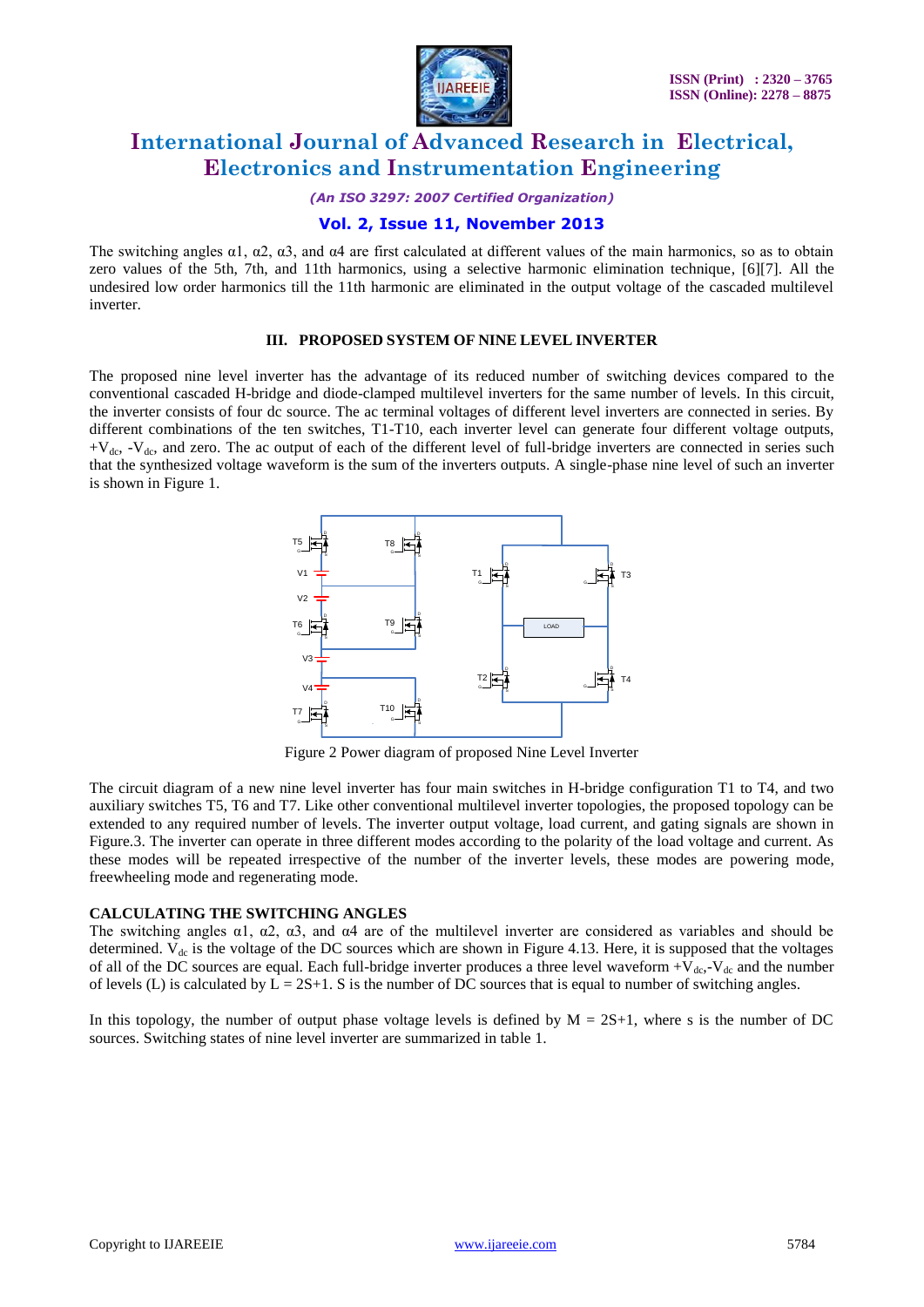The switching angles α1, α2, α3, and α4 are first calculated at different values of the main harmonics, so as to obtain zero values of the 5th, 7th, and 11th harmonics, using a selective harmonic elimination technique, [6][7]. All the undesired low order harmonics till the 11th harmonic are eliminated in the output voltage of the cascaded multilevel inverter.

### III. PROPOSED SYSTEM OF NINE LEVEL INVERTER

The proposed nine level inverter has the advantage of its reduced number of switching devices compared to the conventional cascaded H-bridge and diode-clamped multilevel inverters for the same number of levels. In this circuit, the inverter consists of four dc source. The ac terminal voltages of different level inverters are connected in series. By different combinations of the ten switches, T1-T10, each inverter level can generate four different voltage outputs, $+V_{dc}$, $-V_{dc}$, and zero. The ac output of each of the different level of full-bridge inverters are connected in series such that the synthesized voltage waveform is the sum of the inverters outputs. A single-phase nine level of such an inverter is shown in Figure 1.

Figure 2 Power diagram of proposed Nine Level Inverter

The circuit diagram of a new nine level inverter has four main switches in H-bridge configuration T1 to T4, and two auxiliary switches T5, T6 and T7. Like other conventional multilevel inverter topologies, the proposed topology can be extended to any required number of levels. The inverter output voltage, load current, and gating signals are shown in Figure.3. The inverter can operate in three different modes according to the polarity of the load voltage and current. As these modes will be repeated irrespective of the number of the inverter levels, these modes are powering mode, freewheeling mode and regenerating mode.

### CALCULATING THE SWITCHING ANGLES

The switching angles α1, α2, α3, and α4 of the multilevel inverter are considered as variables and should be determined. $V_{dc}$ is the voltage of the DC sources which are shown in Figure 4.13. Here, it is supposed that the voltages of all of the DC sources are equal. Each full-bridge inverter produces a three level waveform $+V_{dc}$,$-V_{dc}$ and the number of levels (L) is calculated by $L = 2S+1$. S is the number of DC sources that is equal to number of switching angles.

In this topology, the number of output phase voltage levels is defined by $M = 2S+1$, where s is the number of DC sources. Switching states of nine level inverter are summarized in table 1.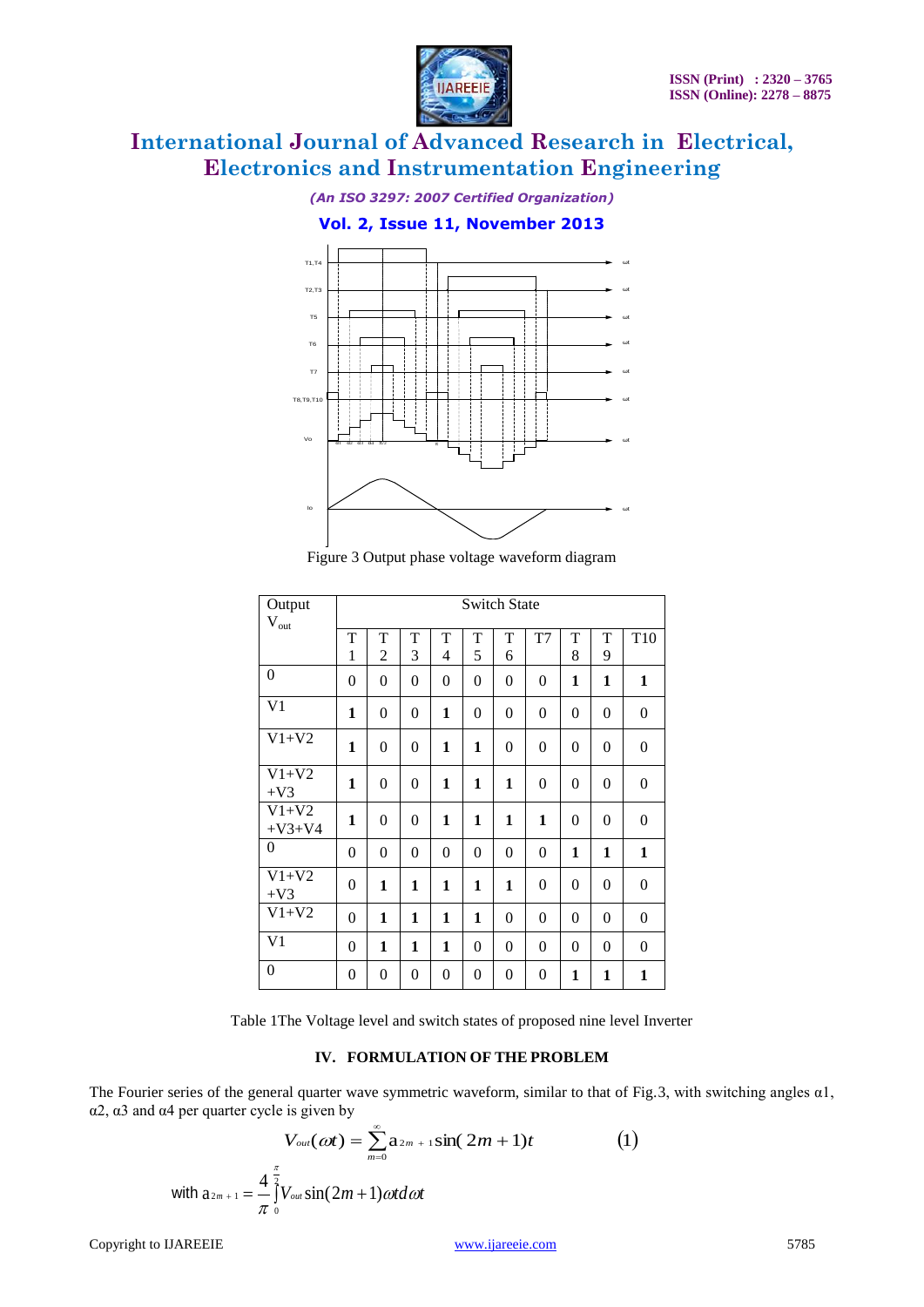Figure 3 Output phase voltage waveform diagram

| Output $V_{out}$ | Switch State | | | | | | | | | |
|---|---|---|---|---|---|---|---|---|---|---|
| | T1 | T2 | T3 | T4 | T5 | T6 | T7 | T8 | T9 | T10 |
| 0 | 0 | 0 | 0 | 0 | 0 | 0 | 0 | **1** | **1** | **1** |
| V1 | **1** | 0 | 0 | **1** | 0 | 0 | 0 | 0 | 0 | 0 |
| V1+V2 | **1** | 0 | 0 | **1** | **1** | 0 | 0 | 0 | 0 | 0 |
| V1+V2 +V3 | **1** | 0 | 0 | **1** | **1** | **1** | 0 | 0 | 0 | 0 |
| V1+V2 +V3+V4 | **1** | 0 | 0 | **1** | **1** | **1** | **1** | 0 | 0 | 0 |
| 0 | 0 | 0 | 0 | 0 | 0 | 0 | 0 | **1** | **1** | **1** |
| V1+V2 +V3 | 0 | **1** | **1** | **1** | **1** | **1** | 0 | 0 | 0 | 0 |
| V1+V2 | 0 | **1** | **1** | **1** | **1** | 0 | 0 | 0 | 0 | 0 |
| V1 | 0 | **1** | **1** | **1** | 0 | 0 | 0 | 0 | 0 | 0 |
| 0 | 0 | 0 | 0 | 0 | 0 | 0 | 0 | **1** | **1** | **1** |

Table 1The Voltage level and switch states of proposed nine level Inverter

## IV. FORMULATION OF THE PROBLEM

The Fourier series of the general quarter wave symmetric waveform, similar to that of Fig.3, with switching angles α1, α2, α3 and α4 per quarter cycle is given by

$$V_{out}(\omega t) = \sum_{m=0}^{\infty} a_{2m+1} \sin(2m+1)t \qquad (1)$$

with $a_{2m+1} = \dfrac{4}{\pi}\int_{0}^{\frac{\pi}{2}} V_{out} \sin(2m+1)\omega t d\omega t$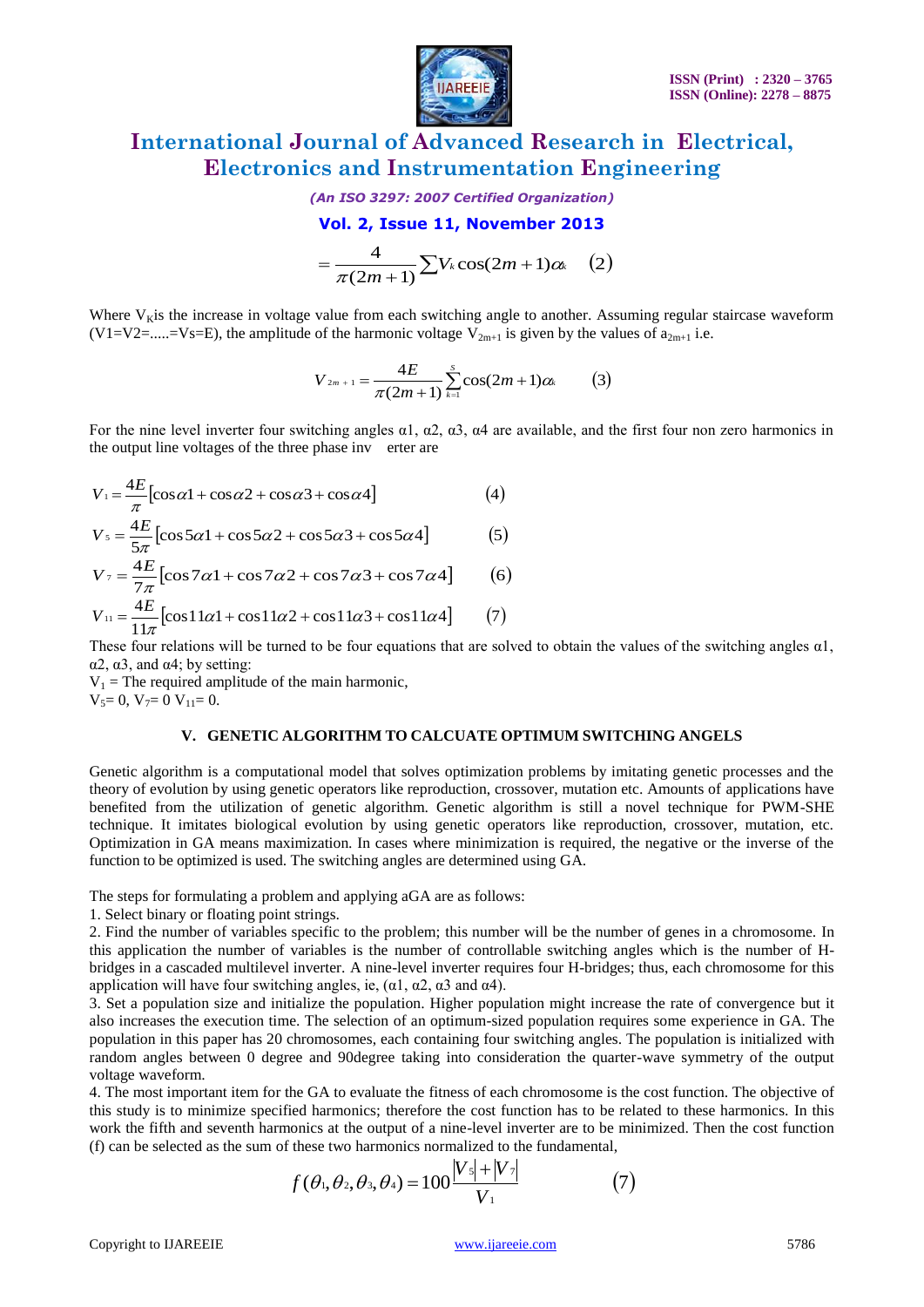$$= \frac{4}{\pi(2m+1)} \sum V_k \cos(2m+1)\alpha_k \quad (2)$$

Where $V_K$is the increase in voltage value from each switching angle to another. Assuming regular staircase waveform (V1=V2=.....=Vs=E), the amplitude of the harmonic voltage $V_{2m+1}$ is given by the values of $a_{2m+1}$ i.e.

$$V_{2m+1} = \frac{4E}{\pi(2m+1)} \sum_{k=1}^{S} \cos(2m+1)\alpha_k \qquad (3)$$

For the nine level inverter four switching angles α1, α2, α3, α4 are available, and the first four non zero harmonics in the output line voltages of the three phase inv erter are

$$V_1 = \frac{4E}{\pi}[\cos\alpha 1 + \cos\alpha 2 + \cos\alpha 3 + \cos\alpha 4] \qquad (4)$$

$$V_5 = \frac{4E}{5\pi}[\cos 5\alpha 1 + \cos 5\alpha 2 + \cos 5\alpha 3 + \cos 5\alpha 4] \qquad (5)$$

$$V_7 = \frac{4E}{7\pi}[\cos 7\alpha 1 + \cos 7\alpha 2 + \cos 7\alpha 3 + \cos 7\alpha 4] \qquad (6)$$

$$V_{11} = \frac{4E}{11\pi}[\cos 11\alpha 1 + \cos 11\alpha 2 + \cos 11\alpha 3 + \cos 11\alpha 4] \qquad (7)$$

These four relations will be turned to be four equations that are solved to obtain the values of the switching angles α1, α2, α3, and α4; by setting:

$V_1$ = The required amplitude of the main harmonic,

$V_5$= 0, $V_7$= 0 $V_{11}$= 0.

## V. GENETIC ALGORITHM TO CALCUATE OPTIMUM SWITCHING ANGELS

Genetic algorithm is a computational model that solves optimization problems by imitating genetic processes and the theory of evolution by using genetic operators like reproduction, crossover, mutation etc. Amounts of applications have benefited from the utilization of genetic algorithm. Genetic algorithm is still a novel technique for PWM-SHE technique. It imitates biological evolution by using genetic operators like reproduction, crossover, mutation, etc. Optimization in GA means maximization. In cases where minimization is required, the negative or the inverse of the function to be optimized is used. The switching angles are determined using GA.

The steps for formulating a problem and applying aGA are as follows:

1. Select binary or floating point strings.
2. Find the number of variables specific to the problem; this number will be the number of genes in a chromosome. In this application the number of variables is the number of controllable switching angles which is the number of H-bridges in a cascaded multilevel inverter. A nine-level inverter requires four H-bridges; thus, each chromosome for this application will have four switching angles, ie, (α1, α2, α3 and α4).
3. Set a population size and initialize the population. Higher population might increase the rate of convergence but it also increases the execution time. The selection of an optimum-sized population requires some experience in GA. The population in this paper has 20 chromosomes, each containing four switching angles. The population is initialized with random angles between 0 degree and 90degree taking into consideration the quarter-wave symmetry of the output voltage waveform.
4. The most important item for the GA to evaluate the fitness of each chromosome is the cost function. The objective of this study is to minimize specified harmonics; therefore the cost function has to be related to these harmonics. In this work the fifth and seventh harmonics at the output of a nine-level inverter are to be minimized. Then the cost function (f) can be selected as the sum of these two harmonics normalized to the fundamental,

$$f(\theta_1, \theta_2, \theta_3, \theta_4) = 100 \frac{|V_5| + |V_7|}{V_1} \qquad (7)$$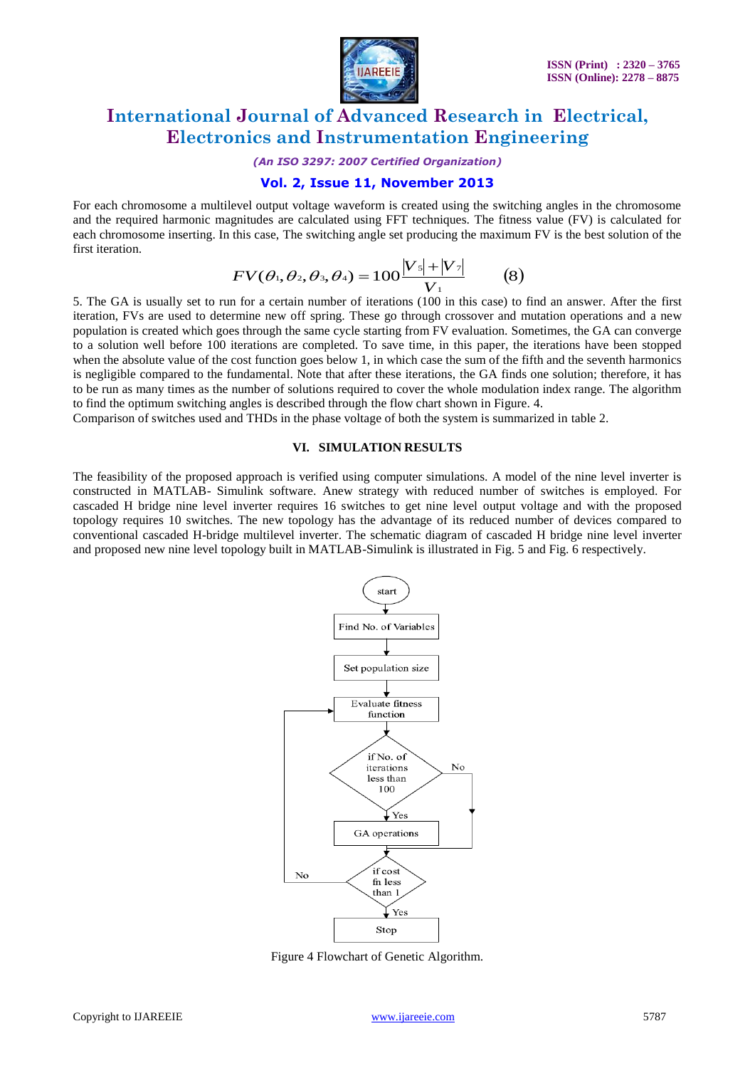For each chromosome a multilevel output voltage waveform is created using the switching angles in the chromosome and the required harmonic magnitudes are calculated using FFT techniques. The fitness value (FV) is calculated for each chromosome inserting. In this case, The switching angle set producing the maximum FV is the best solution of the first iteration.

$$FV(\theta_1, \theta_2, \theta_3, \theta_4) = 100\frac{|V_5| + |V_7|}{V_1} \qquad (8)$$

5. The GA is usually set to run for a certain number of iterations (100 in this case) to find an answer. After the first iteration, FVs are used to determine new off spring. These go through crossover and mutation operations and a new population is created which goes through the same cycle starting from FV evaluation. Sometimes, the GA can converge to a solution well before 100 iterations are completed. To save time, in this paper, the iterations have been stopped when the absolute value of the cost function goes below 1, in which case the sum of the fifth and the seventh harmonics is negligible compared to the fundamental. Note that after these iterations, the GA finds one solution; therefore, it has to be run as many times as the number of solutions required to cover the whole modulation index range. The algorithm to find the optimum switching angles is described through the flow chart shown in Figure. 4.

Comparison of switches used and THDs in the phase voltage of both the system is summarized in table 2.

## VI. SIMULATION RESULTS

The feasibility of the proposed approach is verified using computer simulations. A model of the nine level inverter is constructed in MATLAB- Simulink software. Anew strategy with reduced number of switches is employed. For cascaded H bridge nine level inverter requires 16 switches to get nine level output voltage and with the proposed topology requires 10 switches. The new topology has the advantage of its reduced number of devices compared to conventional cascaded H-bridge multilevel inverter. The schematic diagram of cascaded H bridge nine level inverter and proposed new nine level topology built in MATLAB-Simulink is illustrated in Fig. 5 and Fig. 6 respectively.

start → Find No. of Variables → Set population size → Evaluate fitness function → if No. of iterations less than 100 (Yes → GA operations; No) → if cost fn less than 1 (No → Evaluate fitness function; Yes → Stop)

Figure 4 Flowchart of Genetic Algorithm.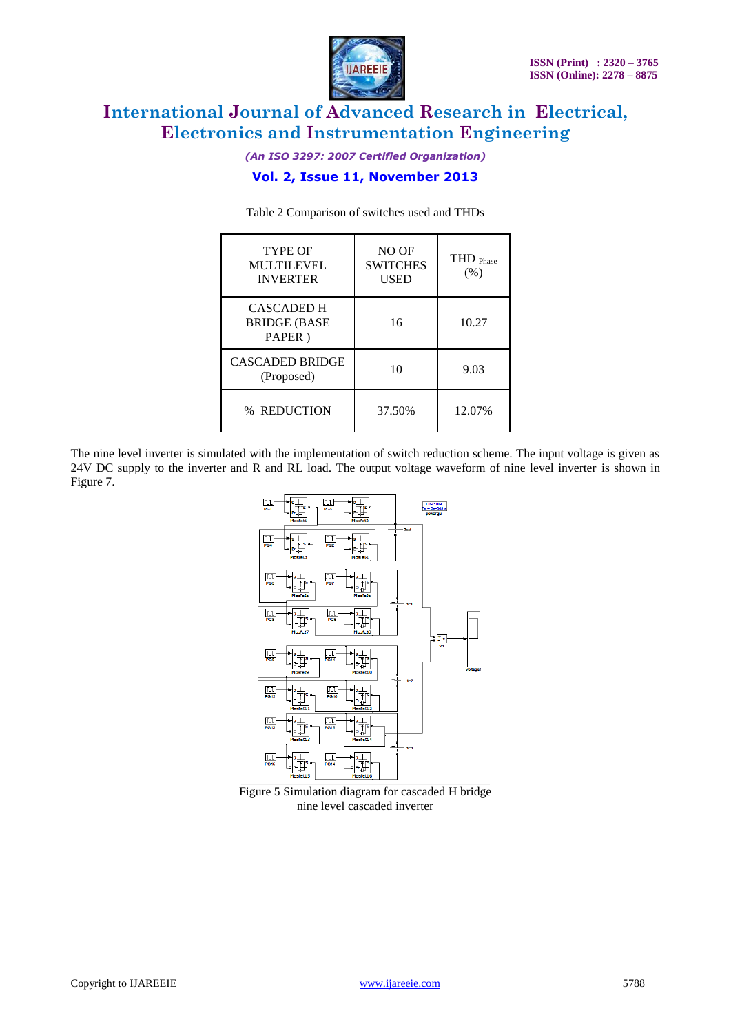Table 2 Comparison of switches used and THDs

| TYPE OF MULTILEVEL INVERTER | NO OF SWITCHES USED | THD $_{Phase}$ (%) |
|---|---|---|
| CASCADED H BRIDGE (BASE PAPER ) | 16 | 10.27 |
| CASCADED BRIDGE (Proposed) | 10 | 9.03 |
| % REDUCTION | 37.50% | 12.07% |

The nine level inverter is simulated with the implementation of switch reduction scheme. The input voltage is given as 24V DC supply to the inverter and R and RL load. The output voltage waveform of nine level inverter is shown in Figure 7.

Figure 5 Simulation diagram for cascaded H bridge nine level cascaded inverter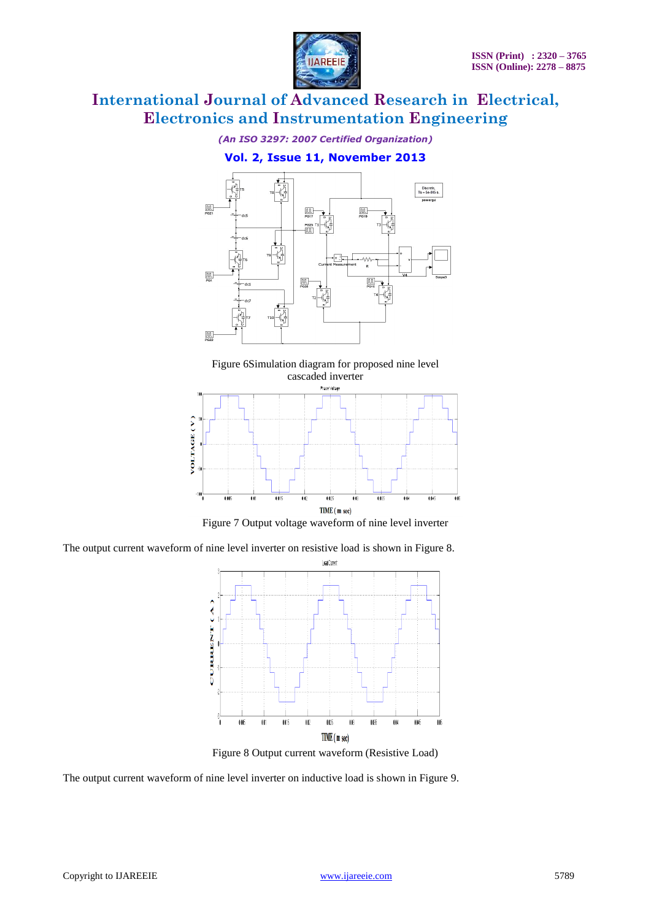Figure 6Simulation diagram for proposed nine level cascaded inverter

Figure 7 Output voltage waveform of nine level inverter

The output current waveform of nine level inverter on resistive load is shown in Figure 8.

Figure 8 Output current waveform (Resistive Load)

The output current waveform of nine level inverter on inductive load is shown in Figure 9.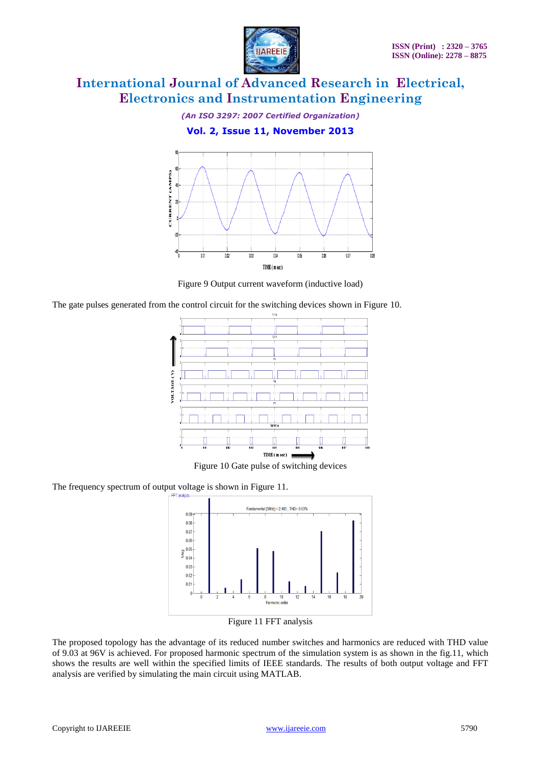Figure 9 Output current waveform (inductive load)

The gate pulses generated from the control circuit for the switching devices shown in Figure 10.

Figure 10 Gate pulse of switching devices

The frequency spectrum of output voltage is shown in Figure 11.

Figure 11 FFT analysis

The proposed topology has the advantage of its reduced number switches and harmonics are reduced with THD value of 9.03 at 96V is achieved. For proposed harmonic spectrum of the simulation system is as shown in the fig.11, which shows the results are well within the specified limits of IEEE standards. The results of both output voltage and FFT analysis are verified by simulating the main circuit using MATLAB.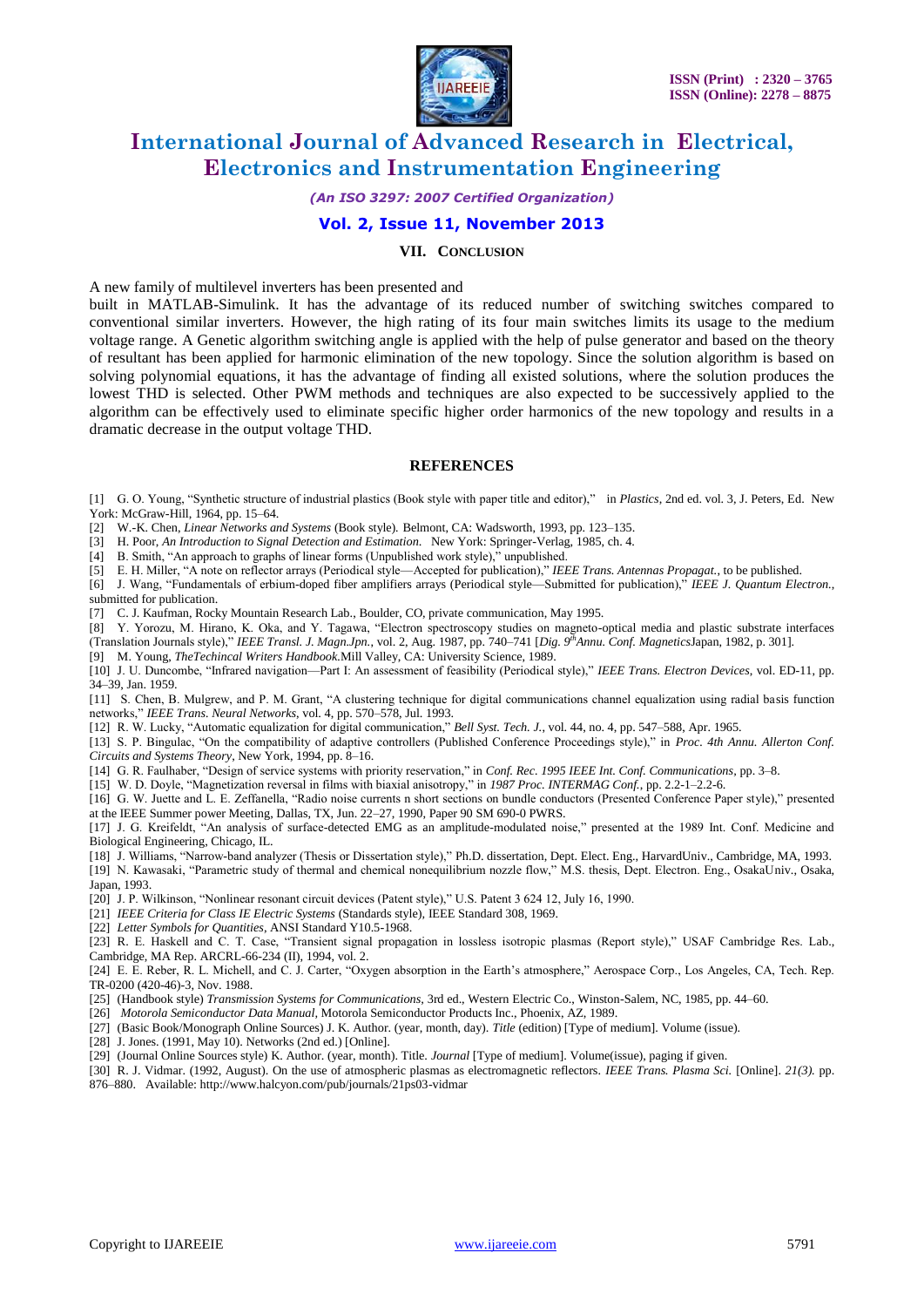## VII. Conclusion

A new family of multilevel inverters has been presented and built in MATLAB-Simulink. It has the advantage of its reduced number of switching switches compared to conventional similar inverters. However, the high rating of its four main switches limits its usage to the medium voltage range. A Genetic algorithm switching angle is applied with the help of pulse generator and based on the theory of resultant has been applied for harmonic elimination of the new topology. Since the solution algorithm is based on solving polynomial equations, it has the advantage of finding all existed solutions, where the solution produces the lowest THD is selected. Other PWM methods and techniques are also expected to be successively applied to the algorithm can be effectively used to eliminate specific higher order harmonics of the new topology and results in a dramatic decrease in the output voltage THD.

## REFERENCES

[1] G. O. Young, "Synthetic structure of industrial plastics (Book style with paper title and editor)," in *Plastics*, 2nd ed. vol. 3, J. Peters, Ed. New York: McGraw-Hill, 1964, pp. 15–64.

[2] W.-K. Chen, *Linear Networks and Systems* (Book style). Belmont, CA: Wadsworth, 1993, pp. 123–135.

[3] H. Poor, *An Introduction to Signal Detection and Estimation*. New York: Springer-Verlag, 1985, ch. 4.

[4] B. Smith, "An approach to graphs of linear forms (Unpublished work style)," unpublished.

[5] E. H. Miller, "A note on reflector arrays (Periodical style—Accepted for publication)," *IEEE Trans. Antennas Propagat.*, to be published.

[6] J. Wang, "Fundamentals of erbium-doped fiber amplifiers arrays (Periodical style—Submitted for publication)," *IEEE J. Quantum Electron.*, submitted for publication.

[7] C. J. Kaufman, Rocky Mountain Research Lab., Boulder, CO, private communication, May 1995.

[8] Y. Yorozu, M. Hirano, K. Oka, and Y. Tagawa, "Electron spectroscopy studies on magneto-optical media and plastic substrate interfaces (Translation Journals style)," *IEEE Transl. J. Magn.Jpn.*, vol. 2, Aug. 1987, pp. 740–741 [*Dig. 9th Annu. Conf. Magnetics* Japan, 1982, p. 301].

[9] M. Young, *TheTechincal Writers Handbook*.Mill Valley, CA: University Science, 1989.

[10] J. U. Duncombe, "Infrared navigation—Part I: An assessment of feasibility (Periodical style)," *IEEE Trans. Electron Devices*, vol. ED-11, pp. 34–39, Jan. 1959.

[11] S. Chen, B. Mulgrew, and P. M. Grant, "A clustering technique for digital communications channel equalization using radial basis function networks," *IEEE Trans. Neural Networks*, vol. 4, pp. 570–578, Jul. 1993.

[12] R. W. Lucky, "Automatic equalization for digital communication," *Bell Syst. Tech. J.*, vol. 44, no. 4, pp. 547–588, Apr. 1965.

[13] S. P. Bingulac, "On the compatibility of adaptive controllers (Published Conference Proceedings style)," in *Proc. 4th Annu. Allerton Conf. Circuits and Systems Theory*, New York, 1994, pp. 8–16.

[14] G. R. Faulhaber, "Design of service systems with priority reservation," in *Conf. Rec. 1995 IEEE Int. Conf. Communications*, pp. 3–8.

[15] W. D. Doyle, "Magnetization reversal in films with biaxial anisotropy," in *1987 Proc. INTERMAG Conf.*, pp. 2.2-1–2.2-6.

[16] G. W. Juette and L. E. Zeffanella, "Radio noise currents n short sections on bundle conductors (Presented Conference Paper style)," presented at the IEEE Summer power Meeting, Dallas, TX, Jun. 22–27, 1990, Paper 90 SM 690-0 PWRS.

[17] J. G. Kreifeldt, "An analysis of surface-detected EMG as an amplitude-modulated noise," presented at the 1989 Int. Conf. Medicine and Biological Engineering, Chicago, IL.

[18] J. Williams, "Narrow-band analyzer (Thesis or Dissertation style)," Ph.D. dissertation, Dept. Elect. Eng., HarvardUniv., Cambridge, MA, 1993.

[19] N. Kawasaki, "Parametric study of thermal and chemical nonequilibrium nozzle flow," M.S. thesis, Dept. Electron. Eng., OsakaUniv., Osaka, Japan, 1993.

[20] J. P. Wilkinson, "Nonlinear resonant circuit devices (Patent style)," U.S. Patent 3 624 12, July 16, 1990.

[21] *IEEE Criteria for Class IE Electric Systems* (Standards style), IEEE Standard 308, 1969.

[22] *Letter Symbols for Quantities*, ANSI Standard Y10.5-1968.

[23] R. E. Haskell and C. T. Case, "Transient signal propagation in lossless isotropic plasmas (Report style)," USAF Cambridge Res. Lab., Cambridge, MA Rep. ARCRL-66-234 (II), 1994, vol. 2.

[24] E. E. Reber, R. L. Michell, and C. J. Carter, "Oxygen absorption in the Earth's atmosphere," Aerospace Corp., Los Angeles, CA, Tech. Rep. TR-0200 (420-46)-3, Nov. 1988.

[25] (Handbook style) *Transmission Systems for Communications*, 3rd ed., Western Electric Co., Winston-Salem, NC, 1985, pp. 44–60.

[26] *Motorola Semiconductor Data Manual*, Motorola Semiconductor Products Inc., Phoenix, AZ, 1989.

[27] (Basic Book/Monograph Online Sources) J. K. Author. (year, month, day). *Title* (edition) [Type of medium]. Volume (issue).

[28] J. Jones. (1991, May 10). Networks (2nd ed.) [Online].

[29] (Journal Online Sources style) K. Author. (year, month). Title. *Journal* [Type of medium]. Volume(issue), paging if given.

[30] R. J. Vidmar. (1992, August). On the use of atmospheric plasmas as electromagnetic reflectors. *IEEE Trans. Plasma Sci.* [Online]. *21(3)*. pp. 876–880. Available: http://www.halcyon.com/pub/journals/21ps03-vidmar